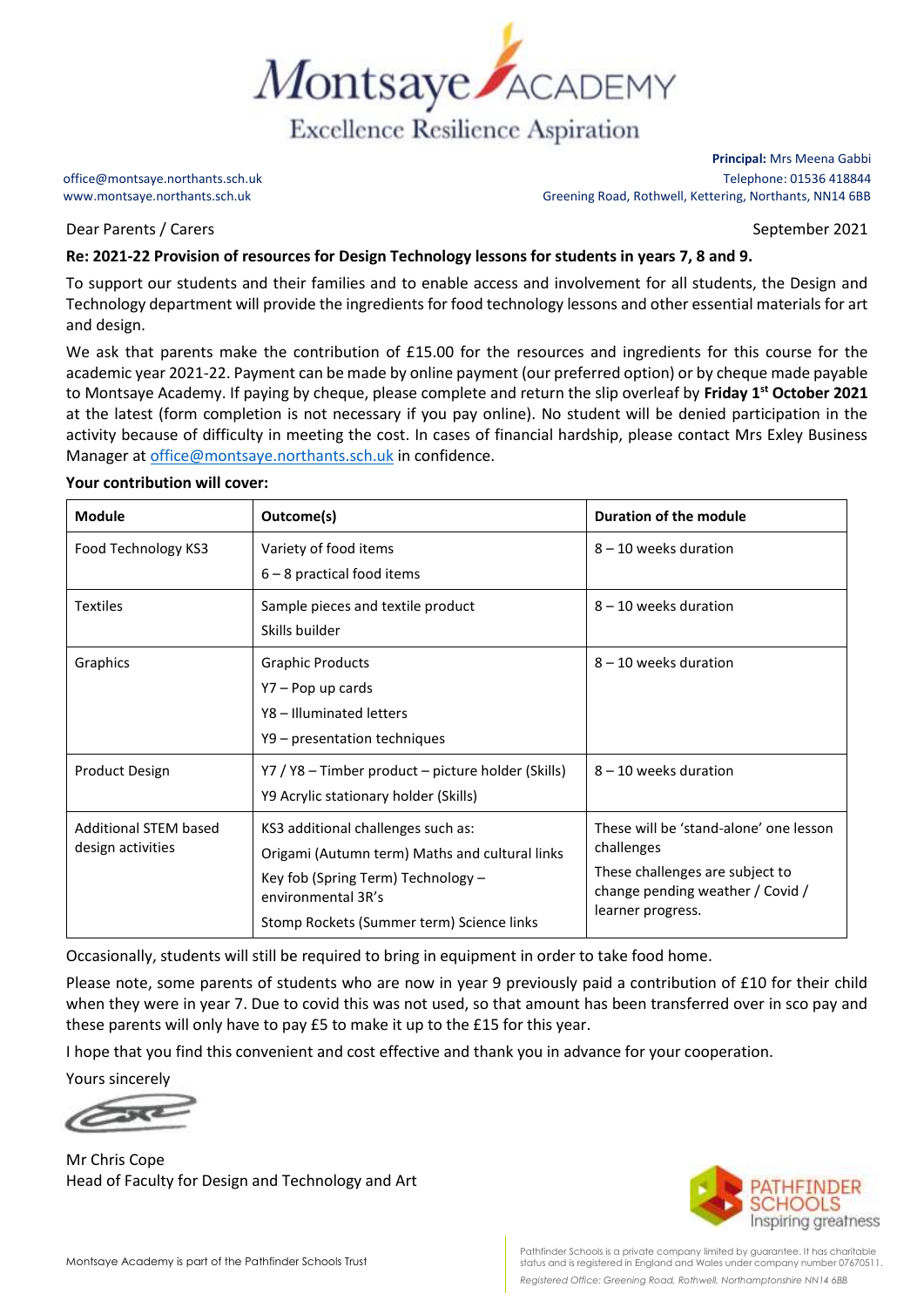# Montsaye ACADEMY

Excellence Resilience Aspiration

office@montsaye.northants.sch.uk
www.montsaye.northants.sch.uk

**Principal:** Mrs Meena Gabbi
Telephone: 01536 418844
Greening Road, Rothwell, Kettering, Northants, NN14 6BB

Dear Parents / Carers

September 2021

**Re: 2021-22 Provision of resources for Design Technology lessons for students in years 7, 8 and 9.**

To support our students and their families and to enable access and involvement for all students, the Design and Technology department will provide the ingredients for food technology lessons and other essential materials for art and design.

We ask that parents make the contribution of £15.00 for the resources and ingredients for this course for the academic year 2021-22. Payment can be made by online payment (our preferred option) or by cheque made payable to Montsaye Academy. If paying by cheque, please complete and return the slip overleaf by **Friday 1st October 2021** at the latest (form completion is not necessary if you pay online). No student will be denied participation in the activity because of difficulty in meeting the cost. In cases of financial hardship, please contact Mrs Exley Business Manager at office@montsaye.northants.sch.uk in confidence.

**Your contribution will cover:**

| **Module** | **Outcome(s)** | **Duration of the module** |
|---|---|---|
| Food Technology KS3 | Variety of food items<br>6 – 8 practical food items | 8 – 10 weeks duration |
| Textiles | Sample pieces and textile product<br>Skills builder | 8 – 10 weeks duration |
| Graphics | Graphic Products<br>Y7 – Pop up cards<br>Y8 – Illuminated letters<br>Y9 – presentation techniques | 8 – 10 weeks duration |
| Product Design | Y7 / Y8 – Timber product – picture holder (Skills)<br>Y9 Acrylic stationary holder (Skills) | 8 – 10 weeks duration |
| Additional STEM based design activities | KS3 additional challenges such as:<br>Origami (Autumn term) Maths and cultural links<br>Key fob (Spring Term) Technology – environmental 3R's<br>Stomp Rockets (Summer term) Science links | These will be 'stand-alone' one lesson challenges<br>These challenges are subject to change pending weather / Covid / learner progress. |

Occasionally, students will still be required to bring in equipment in order to take food home.

Please note, some parents of students who are now in year 9 previously paid a contribution of £10 for their child when they were in year 7. Due to covid this was not used, so that amount has been transferred over in sco pay and these parents will only have to pay £5 to make it up to the £15 for this year.

I hope that you find this convenient and cost effective and thank you in advance for your cooperation.

Yours sincerely

Mr Chris Cope
Head of Faculty for Design and Technology and Art

PATHFINDER SCHOOLS
Inspiring greatness

Montsaye Academy is part of the Pathfinder Schools Trust

Pathfinder Schools is a private company limited by guarantee. It has charitable status and is registered in England and Wales under company number 07670511.
*Registered Office: Greening Road, Rothwell, Northamptonshire NN14 6BB*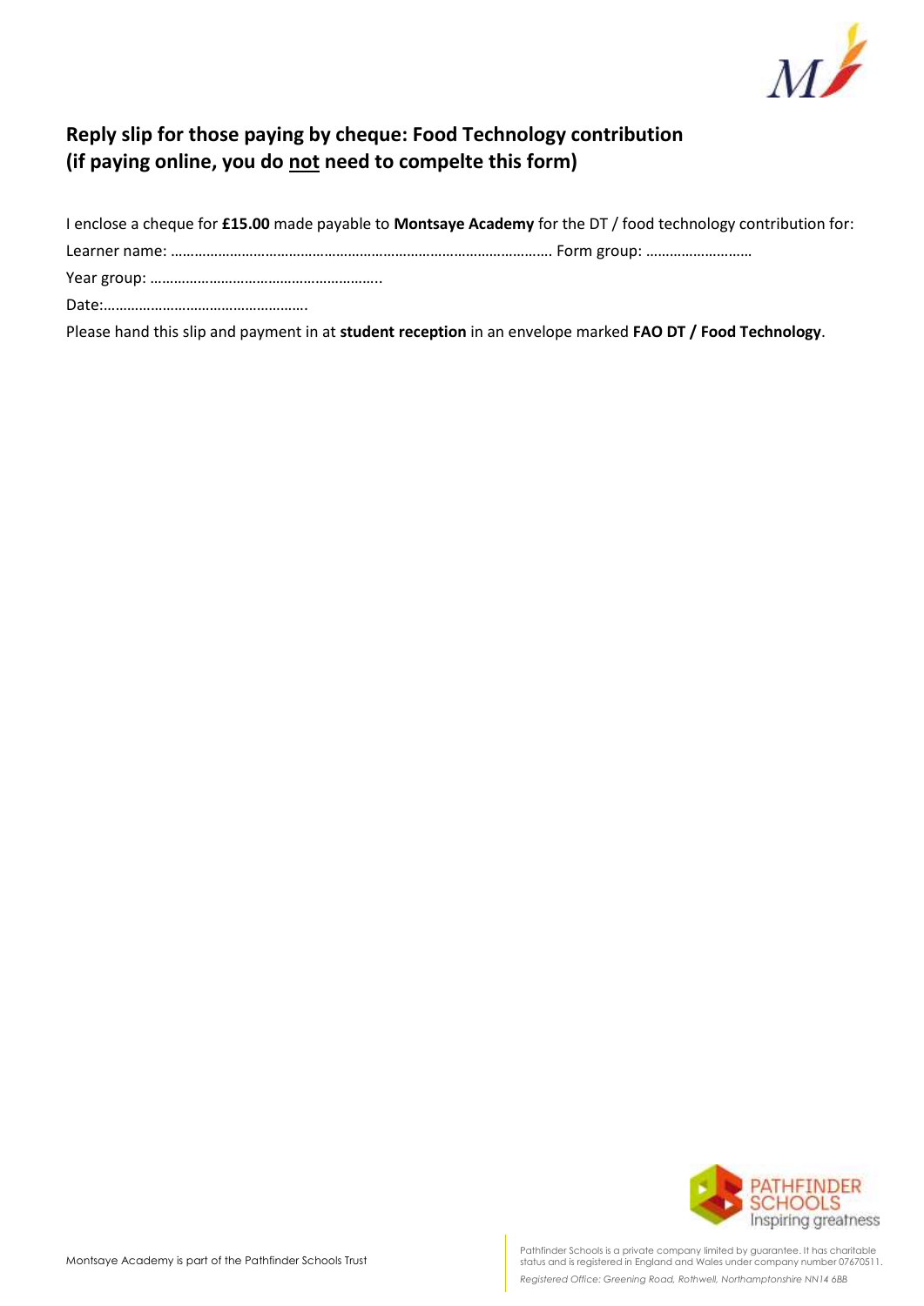## Reply slip for those paying by cheque: Food Technology contribution (if paying online, you do not need to compelte this form)

I enclose a cheque for **£15.00** made payable to **Montsaye Academy** for the DT / food technology contribution for:

Learner name: ………………………………………………………………………………… Form group: ………………………

Year group: …………………………………………………..

Date:…………………………………………….

Please hand this slip and payment in at **student reception** in an envelope marked **FAO DT / Food Technology**.